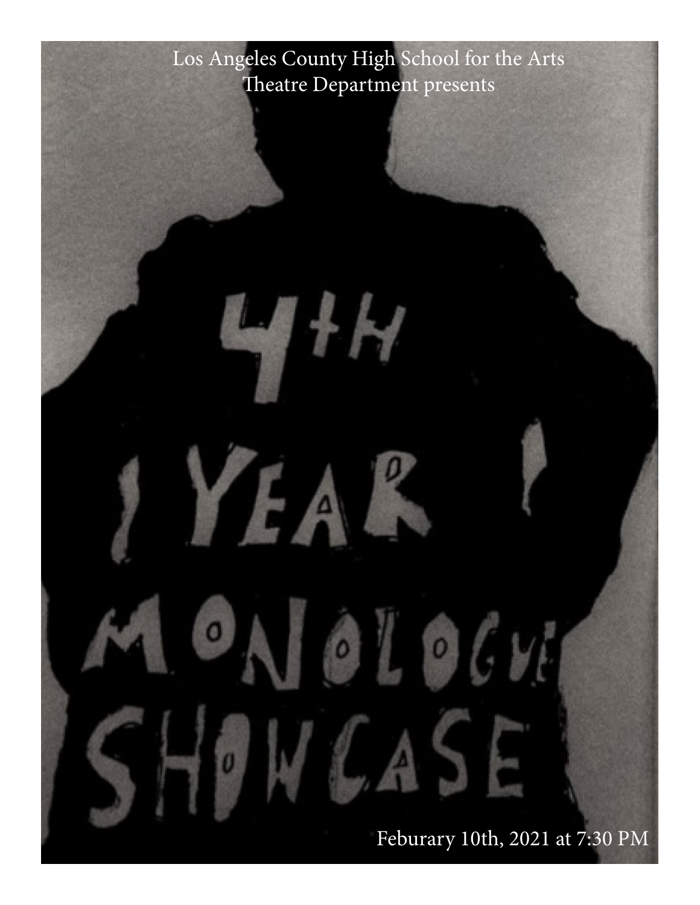Los Angeles County High School for the Arts
Theatre Department presents

# 4th Year Monologue Showcase

Feburary 10th, 2021 at 7:30 PM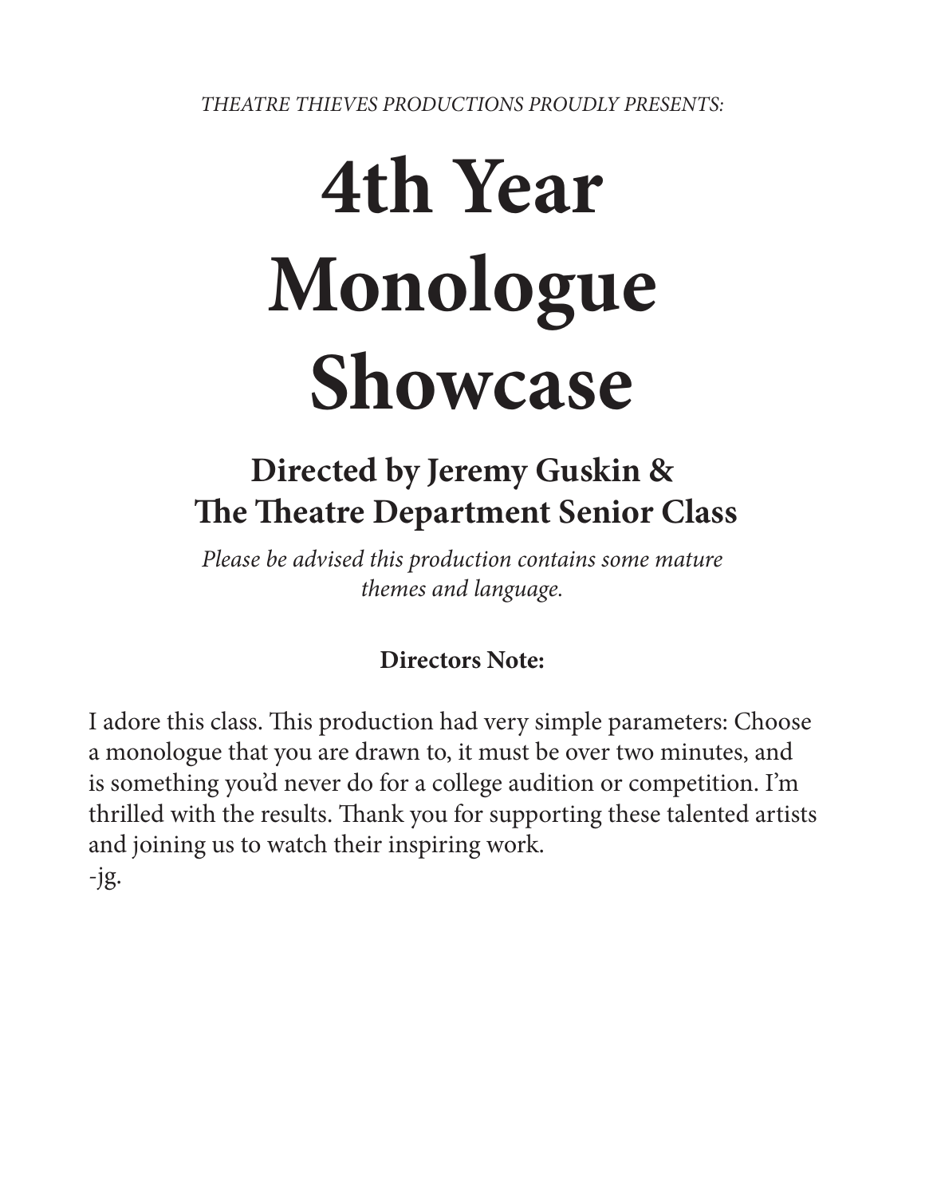*THEATRE THIEVES PRODUCTIONS PROUDLY PRESENTS:*

# 4th Year Monologue Showcase

## Directed by Jeremy Guskin & The Theatre Department Senior Class

*Please be advised this production contains some mature themes and language.*

**Directors Note:**

I adore this class. This production had very simple parameters: Choose a monologue that you are drawn to, it must be over two minutes, and is something you'd never do for a college audition or competition. I'm thrilled with the results. Thank you for supporting these talented artists and joining us to watch their inspiring work.
-jg.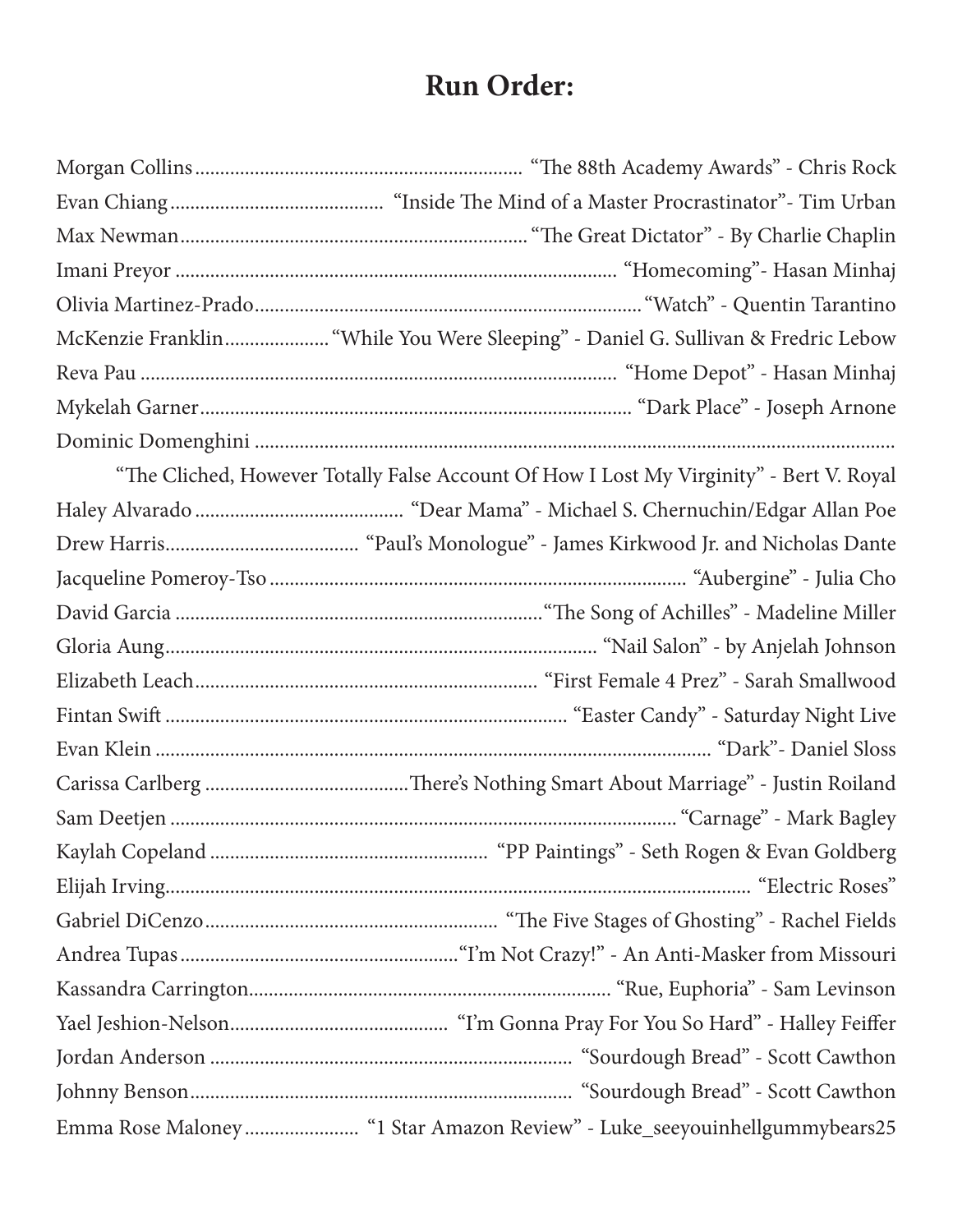# Run Order:

Morgan Collins .......... "The 88th Academy Awards" - Chris Rock
Evan Chiang .......... "Inside The Mind of a Master Procrastinator"- Tim Urban
Max Newman .......... "The Great Dictator" - By Charlie Chaplin
Imani Preyor .......... "Homecoming"- Hasan Minhaj
Olivia Martinez-Prado .......... "Watch" - Quentin Tarantino
McKenzie Franklin .......... "While You Were Sleeping" - Daniel G. Sullivan & Fredric Lebow
Reva Pau .......... "Home Depot" - Hasan Minhaj
Mykelah Garner .......... "Dark Place" - Joseph Arnone
Dominic Domenghini ..........
"The Cliched, However Totally False Account Of How I Lost My Virginity" - Bert V. Royal
Haley Alvarado .......... "Dear Mama" - Michael S. Chernuchin/Edgar Allan Poe
Drew Harris .......... "Paul's Monologue" - James Kirkwood Jr. and Nicholas Dante
Jacqueline Pomeroy-Tso .......... "Aubergine" - Julia Cho
David Garcia .......... "The Song of Achilles" - Madeline Miller
Gloria Aung .......... "Nail Salon" - by Anjelah Johnson
Elizabeth Leach .......... "First Female 4 Prez" - Sarah Smallwood
Fintan Swift .......... "Easter Candy" - Saturday Night Live
Evan Klein .......... "Dark"- Daniel Sloss
Carissa Carlberg .......... There's Nothing Smart About Marriage" - Justin Roiland
Sam Deetjen .......... "Carnage" - Mark Bagley
Kaylah Copeland .......... "PP Paintings" - Seth Rogen & Evan Goldberg
Elijah Irving .......... "Electric Roses"
Gabriel DiCenzo .......... "The Five Stages of Ghosting" - Rachel Fields
Andrea Tupas .......... "I'm Not Crazy!" - An Anti-Masker from Missouri
Kassandra Carrington .......... "Rue, Euphoria" - Sam Levinson
Yael Jeshion-Nelson .......... "I'm Gonna Pray For You So Hard" - Halley Feiffer
Jordan Anderson .......... "Sourdough Bread" - Scott Cawthon
Johnny Benson .......... "Sourdough Bread" - Scott Cawthon
Emma Rose Maloney .......... "1 Star Amazon Review" - Luke_seeyouinhellgummybears25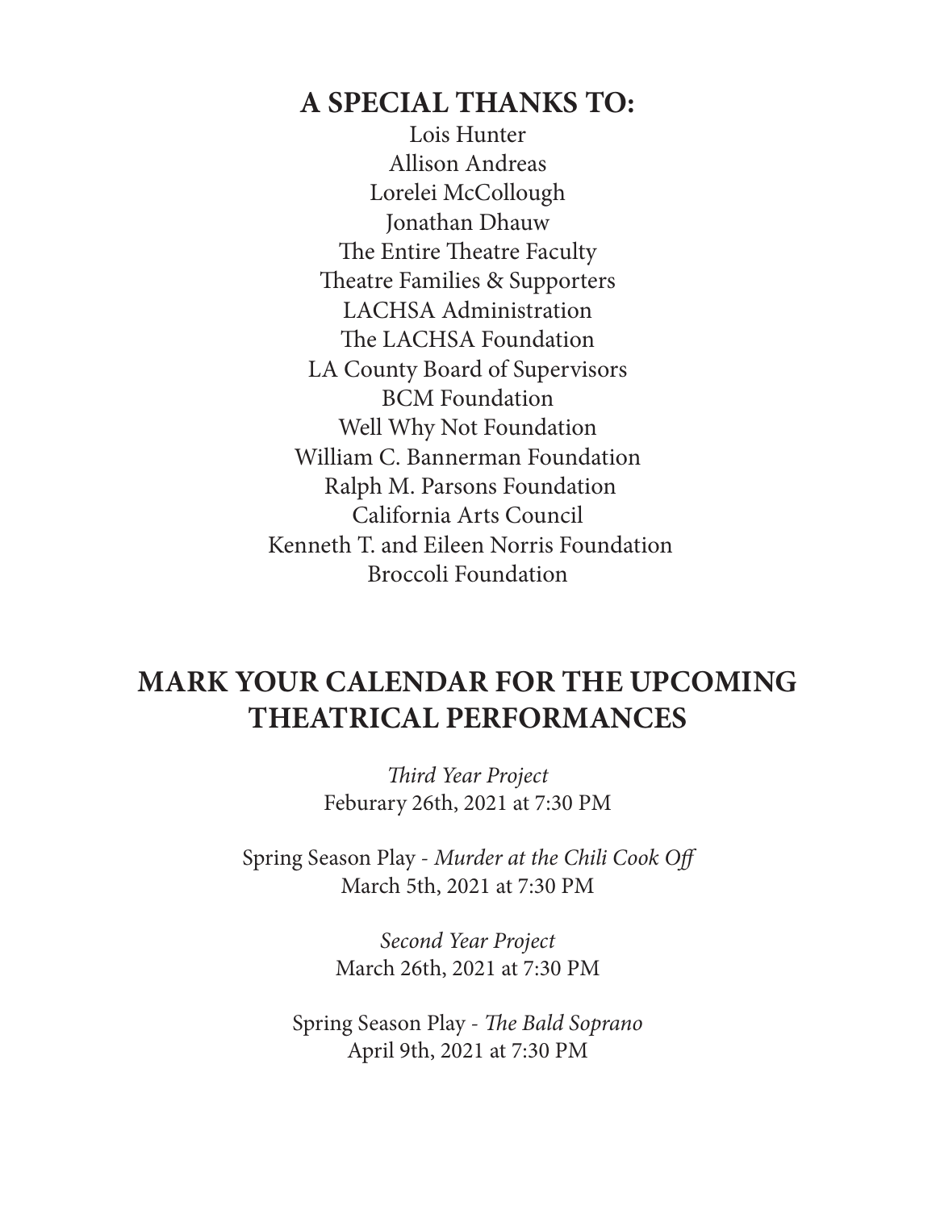## A SPECIAL THANKS TO:

Lois Hunter
Allison Andreas
Lorelei McCollough
Jonathan Dhauw
The Entire Theatre Faculty
Theatre Families & Supporters
LACHSA Administration
The LACHSA Foundation
LA County Board of Supervisors
BCM Foundation
Well Why Not Foundation
William C. Bannerman Foundation
Ralph M. Parsons Foundation
California Arts Council
Kenneth T. and Eileen Norris Foundation
Broccoli Foundation

## MARK YOUR CALENDAR FOR THE UPCOMING THEATRICAL PERFORMANCES

*Third Year Project*
Feburary 26th, 2021 at 7:30 PM

Spring Season Play - *Murder at the Chili Cook Off*
March 5th, 2021 at 7:30 PM

*Second Year Project*
March 26th, 2021 at 7:30 PM

Spring Season Play - *The Bald Soprano*
April 9th, 2021 at 7:30 PM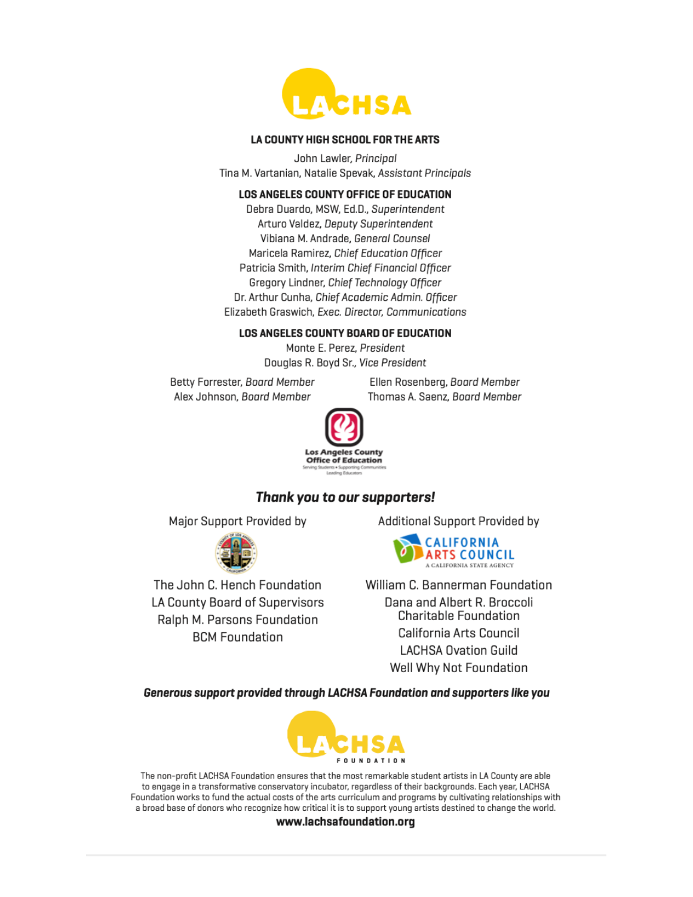LACHSA

## LA COUNTY HIGH SCHOOL FOR THE ARTS

John Lawler, *Principal*
Tina M. Vartanian, Natalie Spevak, *Assistant Principals*

## LOS ANGELES COUNTY OFFICE OF EDUCATION

Debra Duardo, MSW, Ed.D., *Superintendent*
Arturo Valdez, *Deputy Superintendent*
Vibiana M. Andrade, *General Counsel*
Maricela Ramirez, *Chief Education Officer*
Patricia Smith, *Interim Chief Financial Officer*
Gregory Lindner, *Chief Technology Officer*
Dr. Arthur Cunha, *Chief Academic Admin. Officer*
Elizabeth Graswich, *Exec. Director, Communications*

## LOS ANGELES COUNTY BOARD OF EDUCATION

Monte E. Perez, *President*
Douglas R. Boyd Sr., *Vice President*

Betty Forrester, *Board Member*
Alex Johnson, *Board Member*
Ellen Rosenberg, *Board Member*
Thomas A. Saenz, *Board Member*

Los Angeles County Office of Education
Serving Students • Supporting Communities • Leading Educators

## *Thank you to our supporters!*

Major Support Provided by

The John C. Hench Foundation
LA County Board of Supervisors
Ralph M. Parsons Foundation
BCM Foundation

Additional Support Provided by

CALIFORNIA ARTS COUNCIL
A CALIFORNIA STATE AGENCY

William C. Bannerman Foundation
Dana and Albert R. Broccoli Charitable Foundation
California Arts Council
LACHSA Ovation Guild
Well Why Not Foundation

***Generous support provided through LACHSA Foundation and supporters like you***

LACHSA FOUNDATION

The non-profit LACHSA Foundation ensures that the most remarkable student artists in LA County are able to engage in a transformative conservatory incubator, regardless of their backgrounds. Each year, LACHSA Foundation works to fund the actual costs of the arts curriculum and programs by cultivating relationships with a broad base of donors who recognize how critical it is to support young artists destined to change the world.

**www.lachsafoundation.org**